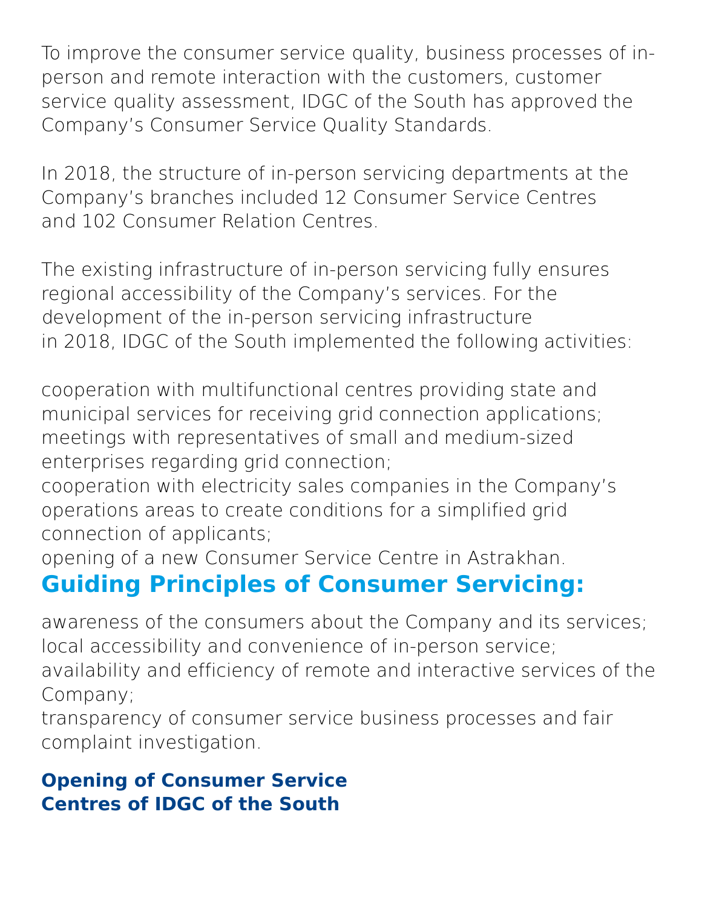To improve the consumer service quality, business processes of in-person and remote interaction with the customers, customer service quality assessment, IDGC of the South has approved the Company's Consumer Service Quality Standards.

In 2018, the structure of in-person servicing departments at the Company's branches included 12 Consumer Service Centres and 102 Consumer Relation Centres.

The existing infrastructure of in-person servicing fully ensures regional accessibility of the Company's services. For the development of the in-person servicing infrastructure in 2018, IDGC of the South implemented the following activities:

- cooperation with multifunctional centres providing state and municipal services for receiving grid connection applications;
- meetings with representatives of small and medium-sized enterprises regarding grid connection;
- cooperation with electricity sales companies in the Company's operations areas to create conditions for a simplified grid connection of applicants;
- opening of a new Consumer Service Centre in Astrakhan.

## Guiding Principles of Consumer Servicing:

- awareness of the consumers about the Company and its services;
- local accessibility and convenience of in-person service;
- availability and efficiency of remote and interactive services of the Company;
- transparency of consumer service business processes and fair complaint investigation.

### Opening of Consumer Service Centres of IDGC of the South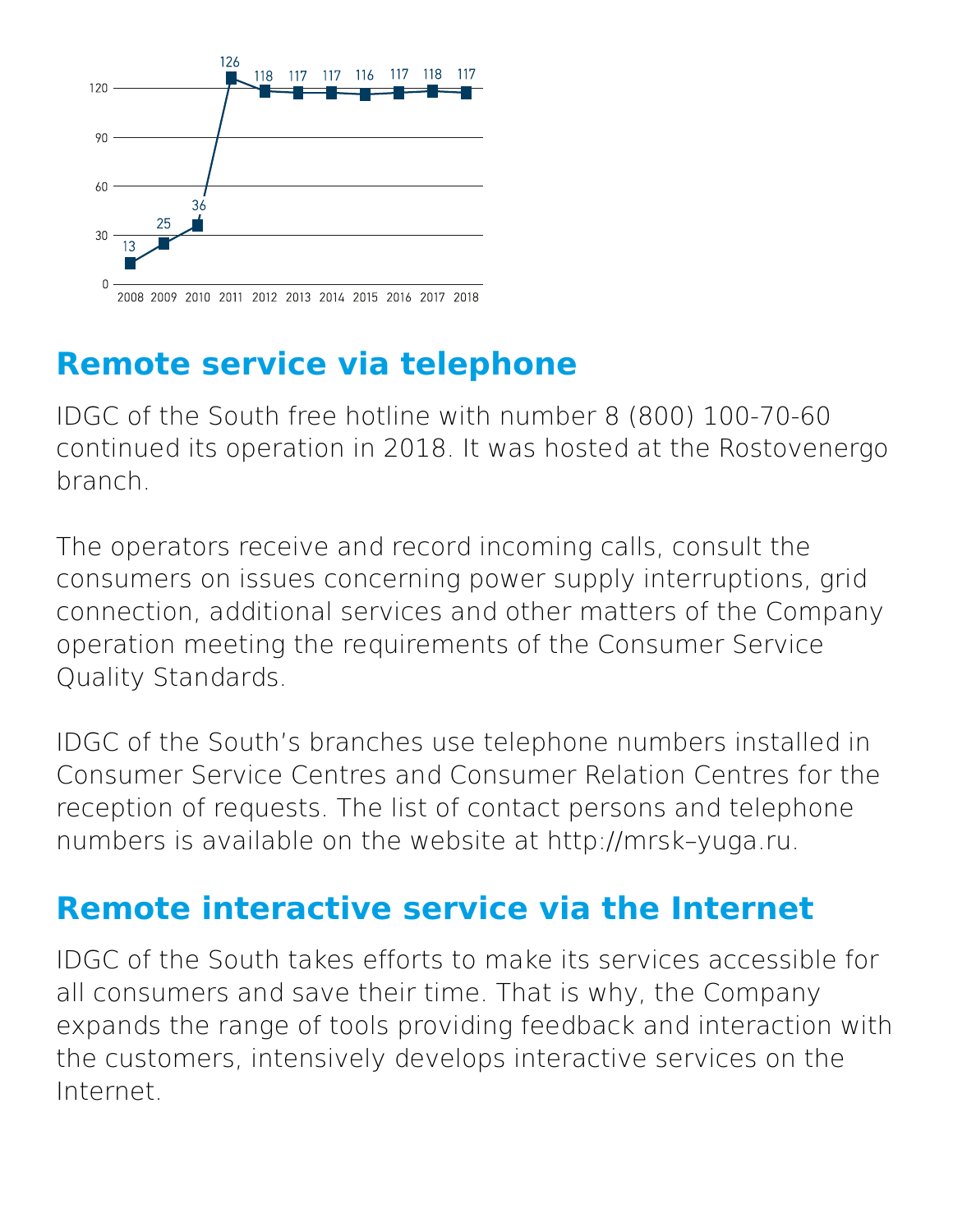| 2008 | 2009 | 2010 | 2011 | 2012 | 2013 | 2014 | 2015 | 2016 | 2017 | 2018 |
|---|---|---|---|---|---|---|---|---|---|---|
| 13 | 25 | 36 | 126 | 118 | 117 | 117 | 116 | 117 | 118 | 117 |

## Remote service via telephone

IDGC of the South free hotline with number 8 (800) 100-70-60 continued its operation in 2018. It was hosted at the Rostovenergo branch.

The operators receive and record incoming calls, consult the consumers on issues concerning power supply interruptions, grid connection, additional services and other matters of the Company operation meeting the requirements of the Consumer Service Quality Standards.

IDGC of the South's branches use telephone numbers installed in Consumer Service Centres and Consumer Relation Centres for the reception of requests. The list of contact persons and telephone numbers is available on the website at http://mrsk–yuga.ru.

## Remote interactive service via the Internet

IDGC of the South takes efforts to make its services accessible for all consumers and save their time. That is why, the Company expands the range of tools providing feedback and interaction with the customers, intensively develops interactive services on the Internet.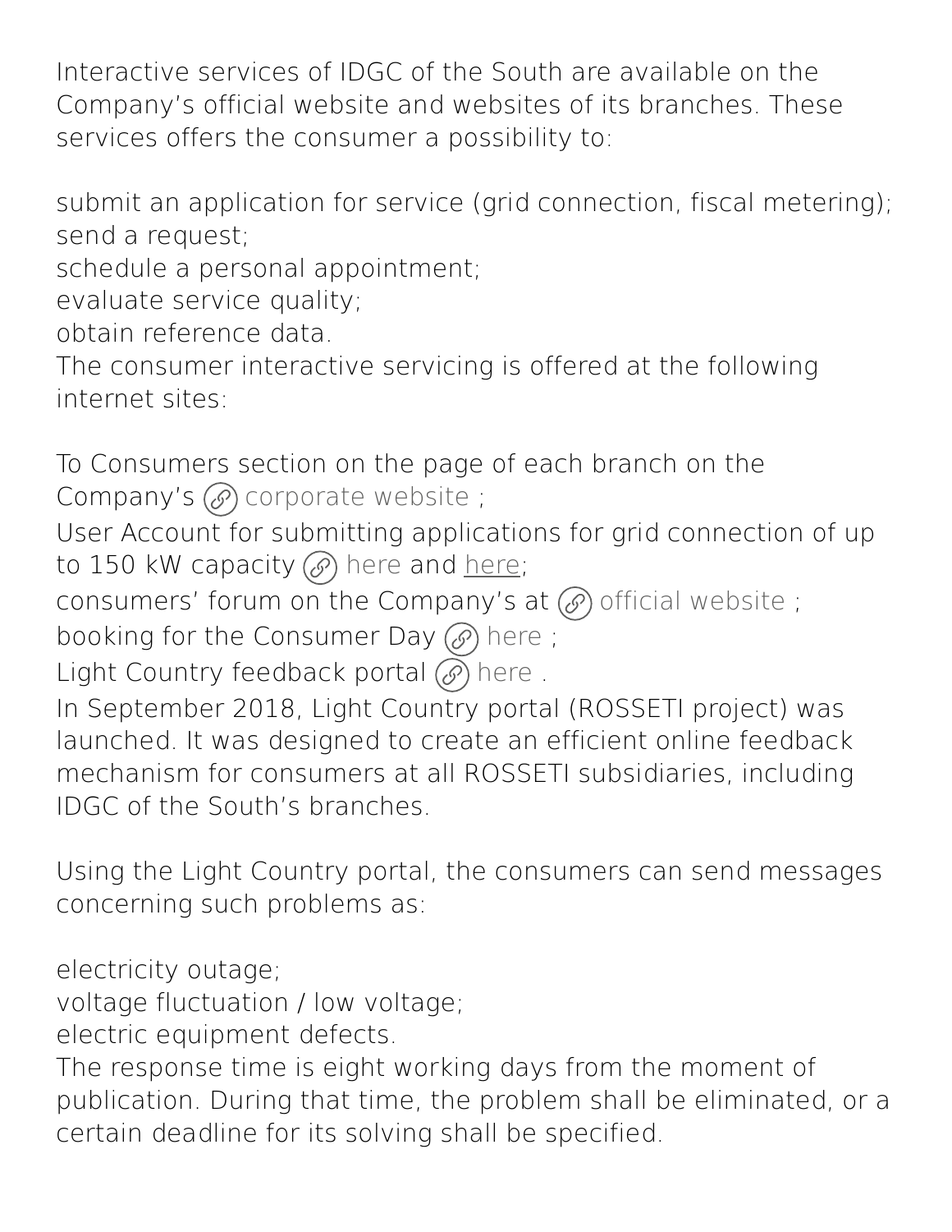Interactive services of IDGC of the South are available on the Company's official website and websites of its branches. These services offers the consumer a possibility to:

- submit an application for service (grid connection, fiscal metering);
- send a request;
- schedule a personal appointment;
- evaluate service quality;
- obtain reference data.

The consumer interactive servicing is offered at the following internet sites:

- To Consumers section on the page of each branch on the Company's corporate website ;
- User Account for submitting applications for grid connection of up to 150 kW capacity here and here;
- consumers' forum on the Company's at official website ;
- booking for the Consumer Day here ;
- Light Country feedback portal here .

In September 2018, Light Country portal (ROSSETI project) was launched. It was designed to create an efficient online feedback mechanism for consumers at all ROSSETI subsidiaries, including IDGC of the South's branches.

Using the Light Country portal, the consumers can send messages concerning such problems as:

- electricity outage;
- voltage fluctuation / low voltage;
- electric equipment defects.

The response time is eight working days from the moment of publication. During that time, the problem shall be eliminated, or a certain deadline for its solving shall be specified.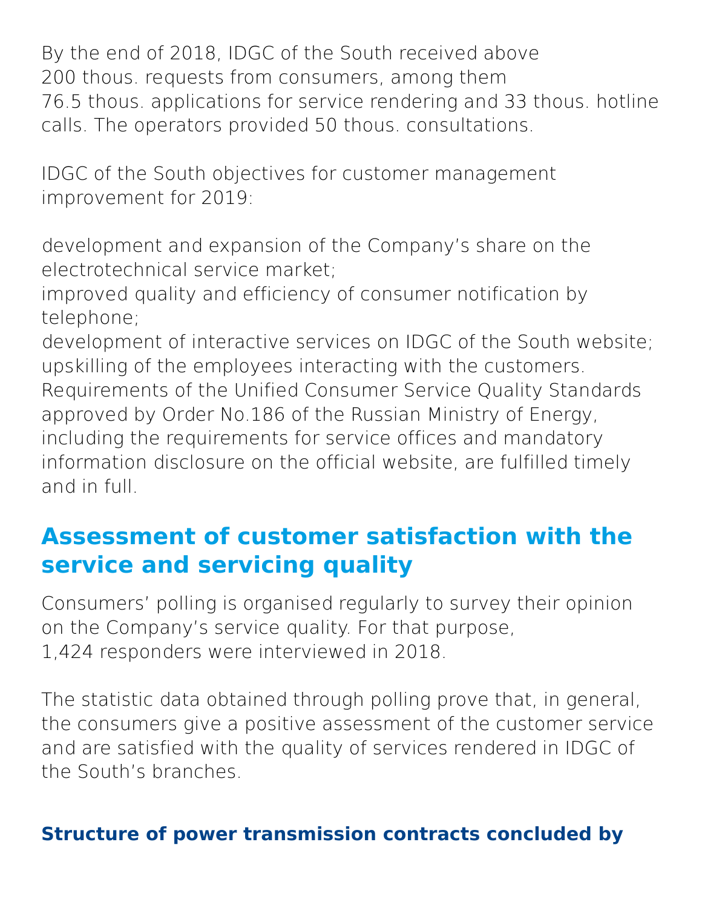By the end of 2018, IDGC of the South received above 200 thous. requests from consumers, among them 76.5 thous. applications for service rendering and 33 thous. hotline calls. The operators provided 50 thous. consultations.

IDGC of the South objectives for customer management improvement for 2019:

development and expansion of the Company’s share on the electrotechnical service market;
improved quality and efficiency of consumer notification by telephone;
development of interactive services on IDGC of the South website;
upskilling of the employees interacting with the customers.
Requirements of the Unified Consumer Service Quality Standards approved by Order No.186 of the Russian Ministry of Energy, including the requirements for service offices and mandatory information disclosure on the official website, are fulfilled timely and in full.

## Assessment of customer satisfaction with the service and servicing quality

Consumers’ polling is organised regularly to survey their opinion on the Company’s service quality. For that purpose, 1,424 responders were interviewed in 2018.

The statistic data obtained through polling prove that, in general, the consumers give a positive assessment of the customer service and are satisfied with the quality of services rendered in IDGC of the South’s branches.

### Structure of power transmission contracts concluded by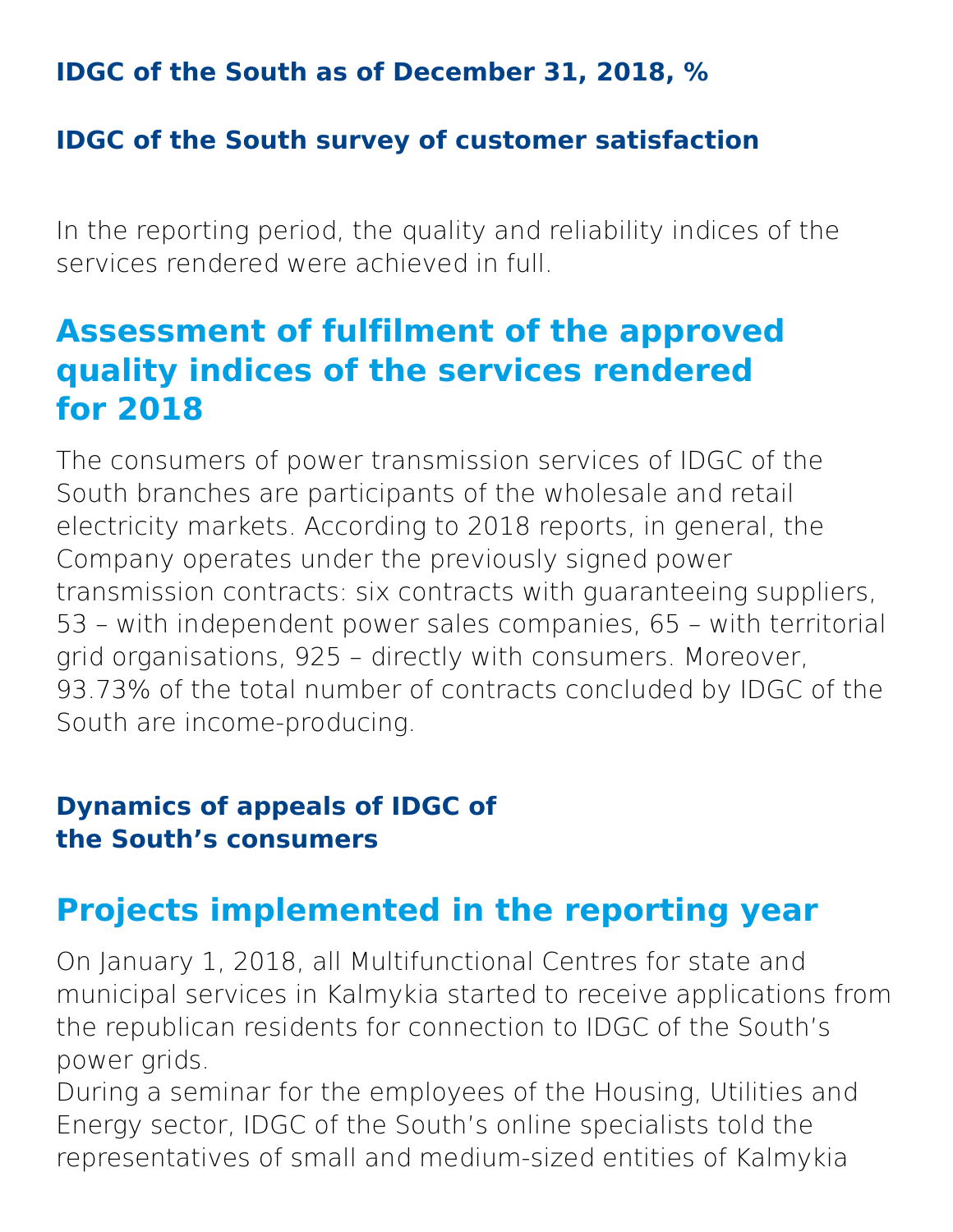### IDGC of the South as of December 31, 2018, %

### IDGC of the South survey of customer satisfaction

In the reporting period, the quality and reliability indices of the services rendered were achieved in full.

## Assessment of fulfilment of the approved quality indices of the services rendered for 2018

The consumers of power transmission services of IDGC of the South branches are participants of the wholesale and retail electricity markets. According to 2018 reports, in general, the Company operates under the previously signed power transmission contracts: six contracts with guaranteeing suppliers, 53 – with independent power sales companies, 65 – with territorial grid organisations, 925 – directly with consumers. Moreover, 93.73% of the total number of contracts concluded by IDGC of the South are income-producing.

### Dynamics of appeals of IDGC of the South's consumers

## Projects implemented in the reporting year

On January 1, 2018, all Multifunctional Centres for state and municipal services in Kalmykia started to receive applications from the republican residents for connection to IDGC of the South's power grids.
During a seminar for the employees of the Housing, Utilities and Energy sector, IDGC of the South's online specialists told the representatives of small and medium-sized entities of Kalmykia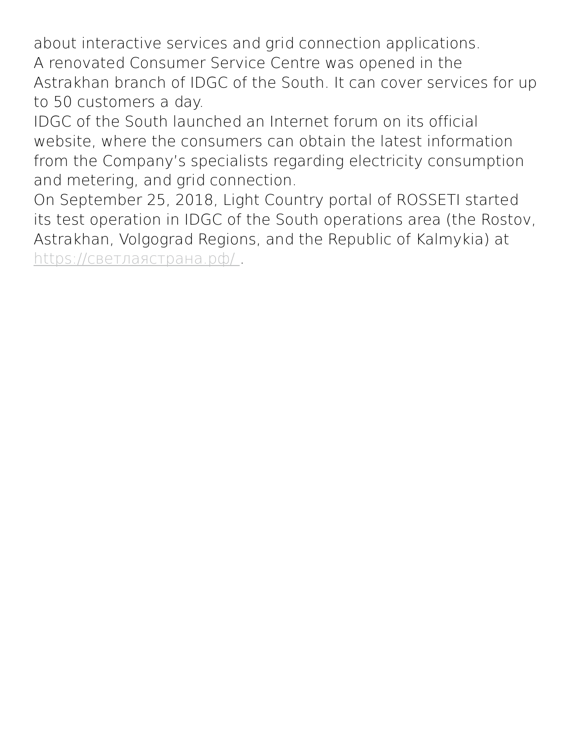about interactive services and grid connection applications.

A renovated Consumer Service Centre was opened in the Astrakhan branch of IDGC of the South. It can cover services for up to 50 customers a day.

IDGC of the South launched an Internet forum on its official website, where the consumers can obtain the latest information from the Company's specialists regarding electricity consumption and metering, and grid connection.

On September 25, 2018, Light Country portal of ROSSETI started its test operation in IDGC of the South operations area (the Rostov, Astrakhan, Volgograd Regions, and the Republic of Kalmykia) at https://светлаястрана.рф/ .